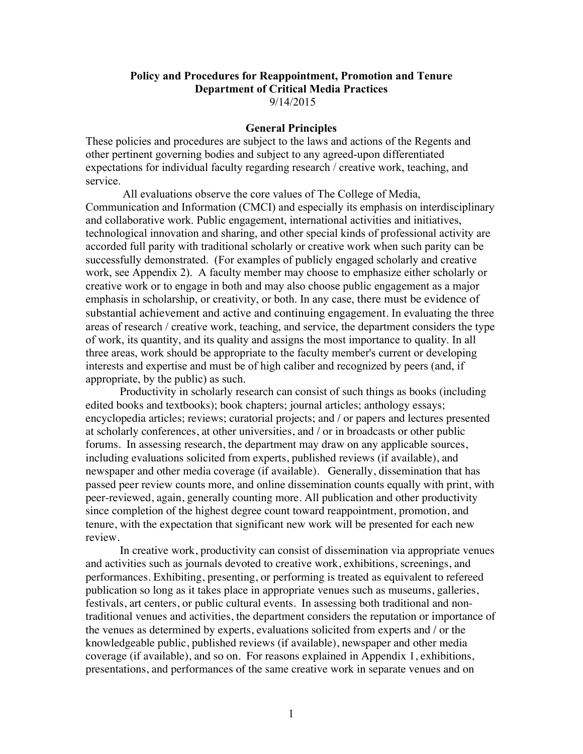# Policy and Procedures for Reappointment, Promotion and Tenure
# Department of Critical Media Practices

9/14/2015

## General Principles

These policies and procedures are subject to the laws and actions of the Regents and other pertinent governing bodies and subject to any agreed-upon differentiated expectations for individual faculty regarding research / creative work, teaching, and service.

All evaluations observe the core values of The College of Media, Communication and Information (CMCI) and especially its emphasis on interdisciplinary and collaborative work. Public engagement, international activities and initiatives, technological innovation and sharing, and other special kinds of professional activity are accorded full parity with traditional scholarly or creative work when such parity can be successfully demonstrated. (For examples of publicly engaged scholarly and creative work, see Appendix 2). A faculty member may choose to emphasize either scholarly or creative work or to engage in both and may also choose public engagement as a major emphasis in scholarship, or creativity, or both. In any case, there must be evidence of substantial achievement and active and continuing engagement. In evaluating the three areas of research / creative work, teaching, and service, the department considers the type of work, its quantity, and its quality and assigns the most importance to quality. In all three areas, work should be appropriate to the faculty member's current or developing interests and expertise and must be of high caliber and recognized by peers (and, if appropriate, by the public) as such.

Productivity in scholarly research can consist of such things as books (including edited books and textbooks); book chapters; journal articles; anthology essays; encyclopedia articles; reviews; curatorial projects; and / or papers and lectures presented at scholarly conferences, at other universities, and / or in broadcasts or other public forums. In assessing research, the department may draw on any applicable sources, including evaluations solicited from experts, published reviews (if available), and newspaper and other media coverage (if available). Generally, dissemination that has passed peer review counts more, and online dissemination counts equally with print, with peer-reviewed, again, generally counting more. All publication and other productivity since completion of the highest degree count toward reappointment, promotion, and tenure, with the expectation that significant new work will be presented for each new review.

In creative work, productivity can consist of dissemination via appropriate venues and activities such as journals devoted to creative work, exhibitions, screenings, and performances. Exhibiting, presenting, or performing is treated as equivalent to refereed publication so long as it takes place in appropriate venues such as museums, galleries, festivals, art centers, or public cultural events. In assessing both traditional and non-traditional venues and activities, the department considers the reputation or importance of the venues as determined by experts, evaluations solicited from experts and / or the knowledgeable public, published reviews (if available), newspaper and other media coverage (if available), and so on. For reasons explained in Appendix 1, exhibitions, presentations, and performances of the same creative work in separate venues and on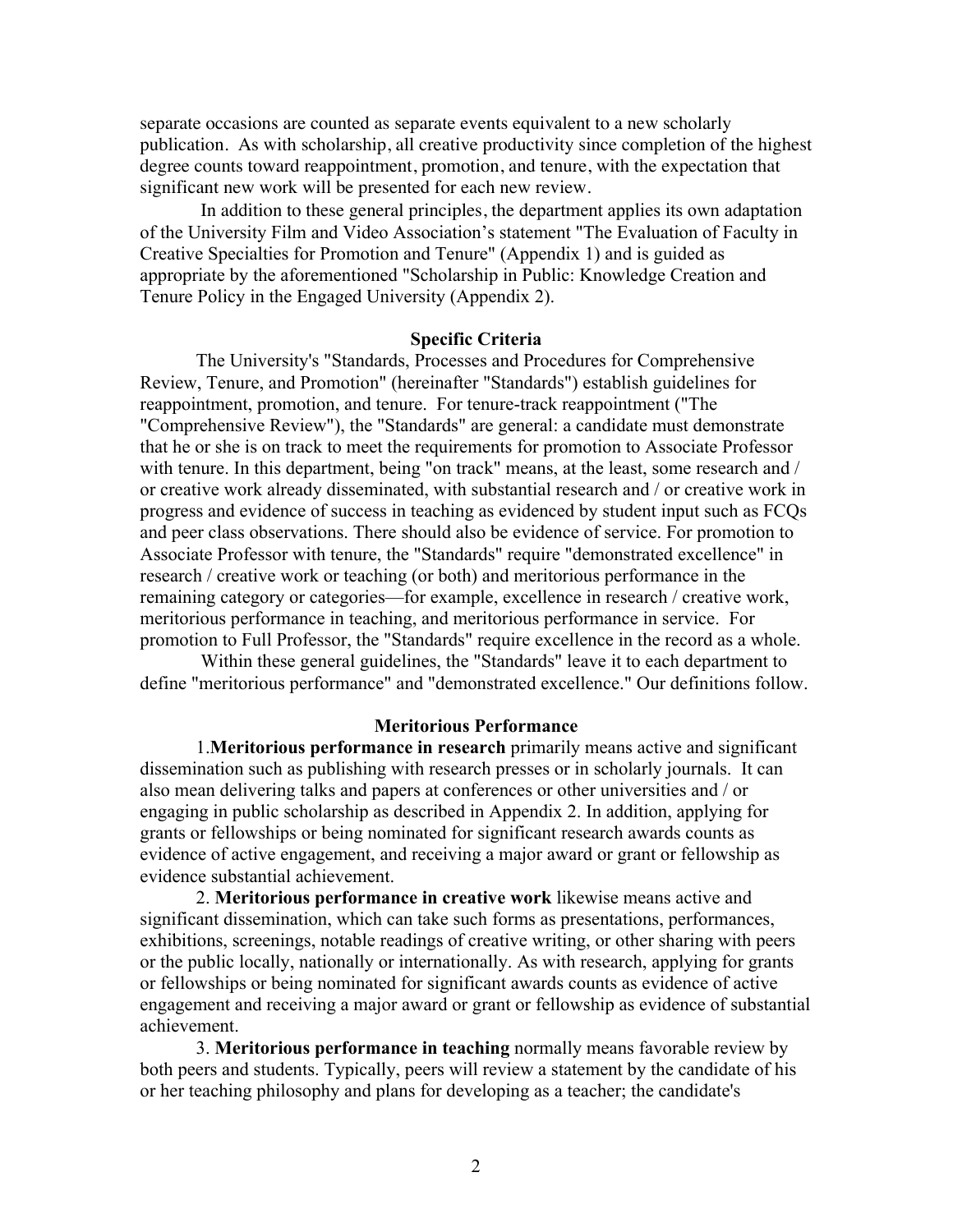separate occasions are counted as separate events equivalent to a new scholarly publication. As with scholarship, all creative productivity since completion of the highest degree counts toward reappointment, promotion, and tenure, with the expectation that significant new work will be presented for each new review.

In addition to these general principles, the department applies its own adaptation of the University Film and Video Association's statement "The Evaluation of Faculty in Creative Specialties for Promotion and Tenure" (Appendix 1) and is guided as appropriate by the aforementioned "Scholarship in Public: Knowledge Creation and Tenure Policy in the Engaged University (Appendix 2).

## Specific Criteria

The University's "Standards, Processes and Procedures for Comprehensive Review, Tenure, and Promotion" (hereinafter "Standards") establish guidelines for reappointment, promotion, and tenure. For tenure-track reappointment ("The "Comprehensive Review"), the "Standards" are general: a candidate must demonstrate that he or she is on track to meet the requirements for promotion to Associate Professor with tenure. In this department, being "on track" means, at the least, some research and / or creative work already disseminated, with substantial research and / or creative work in progress and evidence of success in teaching as evidenced by student input such as FCQs and peer class observations. There should also be evidence of service. For promotion to Associate Professor with tenure, the "Standards" require "demonstrated excellence" in research / creative work or teaching (or both) and meritorious performance in the remaining category or categories—for example, excellence in research / creative work, meritorious performance in teaching, and meritorious performance in service. For promotion to Full Professor, the "Standards" require excellence in the record as a whole.

Within these general guidelines, the "Standards" leave it to each department to define "meritorious performance" and "demonstrated excellence." Our definitions follow.

## Meritorious Performance

1. **Meritorious performance in research** primarily means active and significant dissemination such as publishing with research presses or in scholarly journals. It can also mean delivering talks and papers at conferences or other universities and / or engaging in public scholarship as described in Appendix 2. In addition, applying for grants or fellowships or being nominated for significant research awards counts as evidence of active engagement, and receiving a major award or grant or fellowship as evidence substantial achievement.

2. **Meritorious performance in creative work** likewise means active and significant dissemination, which can take such forms as presentations, performances, exhibitions, screenings, notable readings of creative writing, or other sharing with peers or the public locally, nationally or internationally. As with research, applying for grants or fellowships or being nominated for significant awards counts as evidence of active engagement and receiving a major award or grant or fellowship as evidence of substantial achievement.

3. **Meritorious performance in teaching** normally means favorable review by both peers and students. Typically, peers will review a statement by the candidate of his or her teaching philosophy and plans for developing as a teacher; the candidate's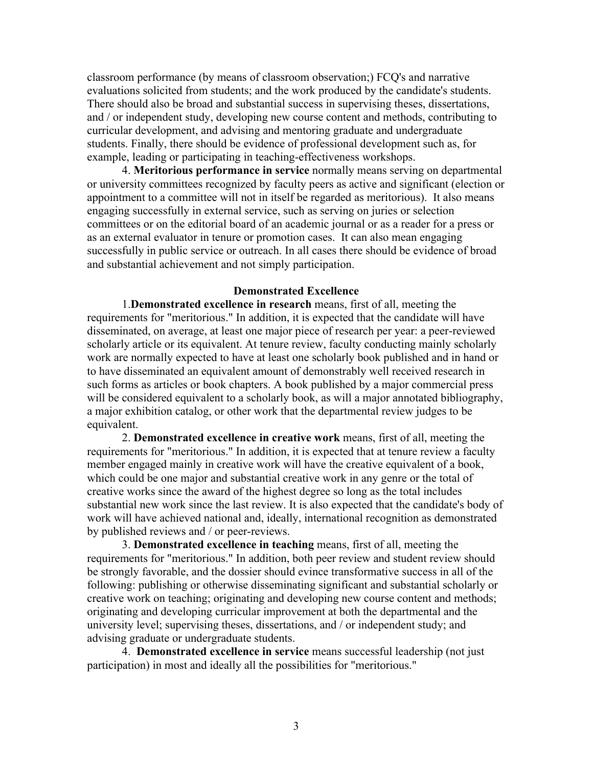classroom performance (by means of classroom observation;) FCQ's and narrative evaluations solicited from students; and the work produced by the candidate's students. There should also be broad and substantial success in supervising theses, dissertations, and / or independent study, developing new course content and methods, contributing to curricular development, and advising and mentoring graduate and undergraduate students. Finally, there should be evidence of professional development such as, for example, leading or participating in teaching-effectiveness workshops.

4. **Meritorious performance in service** normally means serving on departmental or university committees recognized by faculty peers as active and significant (election or appointment to a committee will not in itself be regarded as meritorious). It also means engaging successfully in external service, such as serving on juries or selection committees or on the editorial board of an academic journal or as a reader for a press or as an external evaluator in tenure or promotion cases. It can also mean engaging successfully in public service or outreach. In all cases there should be evidence of broad and substantial achievement and not simply participation.

## Demonstrated Excellence

1. **Demonstrated excellence in research** means, first of all, meeting the requirements for "meritorious." In addition, it is expected that the candidate will have disseminated, on average, at least one major piece of research per year: a peer-reviewed scholarly article or its equivalent. At tenure review, faculty conducting mainly scholarly work are normally expected to have at least one scholarly book published and in hand or to have disseminated an equivalent amount of demonstrably well received research in such forms as articles or book chapters. A book published by a major commercial press will be considered equivalent to a scholarly book, as will a major annotated bibliography, a major exhibition catalog, or other work that the departmental review judges to be equivalent.

2. **Demonstrated excellence in creative work** means, first of all, meeting the requirements for "meritorious." In addition, it is expected that at tenure review a faculty member engaged mainly in creative work will have the creative equivalent of a book, which could be one major and substantial creative work in any genre or the total of creative works since the award of the highest degree so long as the total includes substantial new work since the last review. It is also expected that the candidate's body of work will have achieved national and, ideally, international recognition as demonstrated by published reviews and / or peer-reviews.

3. **Demonstrated excellence in teaching** means, first of all, meeting the requirements for "meritorious." In addition, both peer review and student review should be strongly favorable, and the dossier should evince transformative success in all of the following: publishing or otherwise disseminating significant and substantial scholarly or creative work on teaching; originating and developing new course content and methods; originating and developing curricular improvement at both the departmental and the university level; supervising theses, dissertations, and / or independent study; and advising graduate or undergraduate students.

4. **Demonstrated excellence in service** means successful leadership (not just participation) in most and ideally all the possibilities for "meritorious."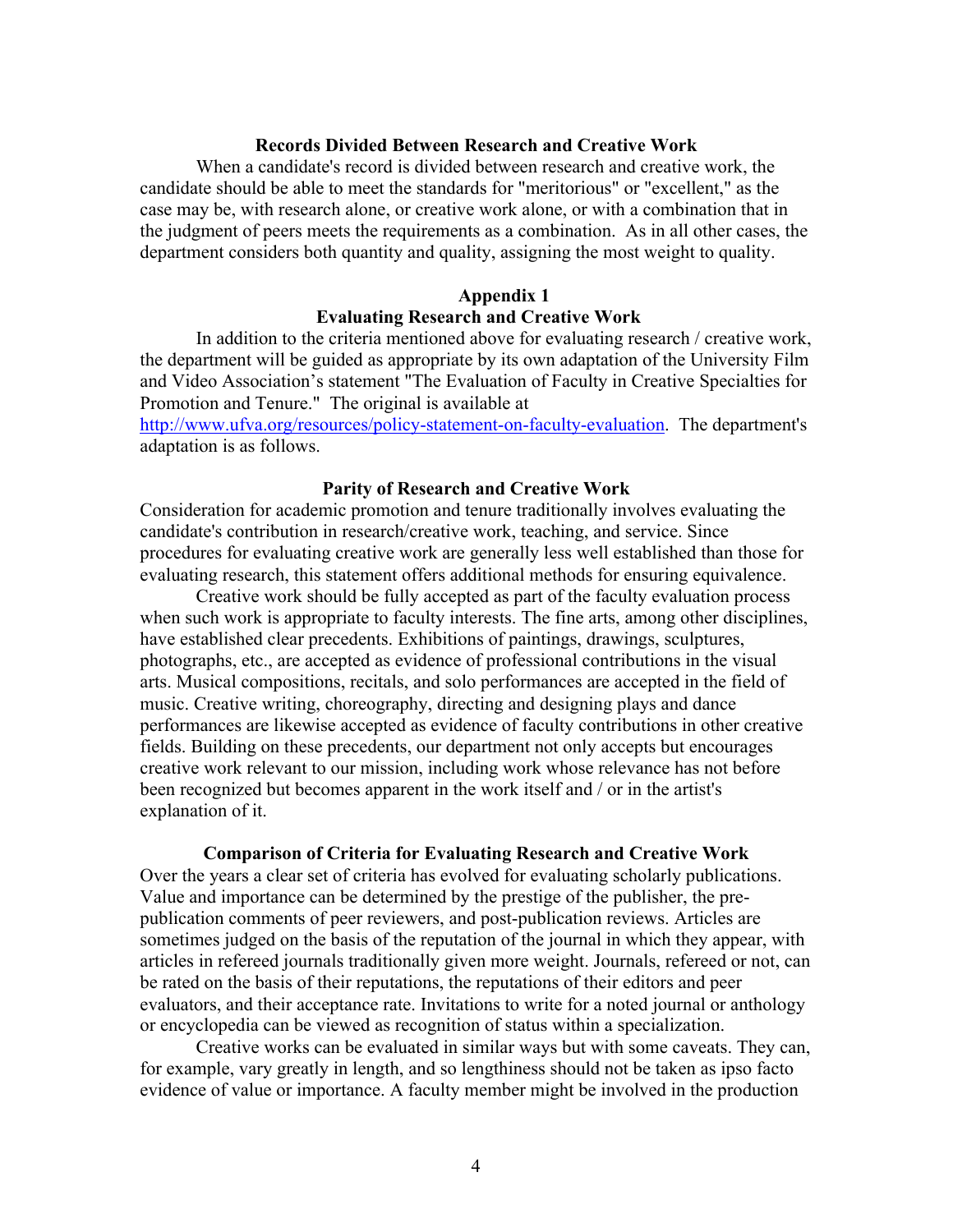### Records Divided Between Research and Creative Work

When a candidate's record is divided between research and creative work, the candidate should be able to meet the standards for "meritorious" or "excellent," as the case may be, with research alone, or creative work alone, or with a combination that in the judgment of peers meets the requirements as a combination. As in all other cases, the department considers both quantity and quality, assigning the most weight to quality.

## Appendix 1
## Evaluating Research and Creative Work

In addition to the criteria mentioned above for evaluating research / creative work, the department will be guided as appropriate by its own adaptation of the University Film and Video Association's statement "The Evaluation of Faculty in Creative Specialties for Promotion and Tenure." The original is available at [http://www.ufva.org/resources/policy-statement-on-faculty-evaluation](http://www.ufva.org/resources/policy-statement-on-faculty-evaluation). The department's adaptation is as follows.

### Parity of Research and Creative Work

Consideration for academic promotion and tenure traditionally involves evaluating the candidate's contribution in research/creative work, teaching, and service. Since procedures for evaluating creative work are generally less well established than those for evaluating research, this statement offers additional methods for ensuring equivalence.

Creative work should be fully accepted as part of the faculty evaluation process when such work is appropriate to faculty interests. The fine arts, among other disciplines, have established clear precedents. Exhibitions of paintings, drawings, sculptures, photographs, etc., are accepted as evidence of professional contributions in the visual arts. Musical compositions, recitals, and solo performances are accepted in the field of music. Creative writing, choreography, directing and designing plays and dance performances are likewise accepted as evidence of faculty contributions in other creative fields. Building on these precedents, our department not only accepts but encourages creative work relevant to our mission, including work whose relevance has not before been recognized but becomes apparent in the work itself and / or in the artist's explanation of it.

### Comparison of Criteria for Evaluating Research and Creative Work

Over the years a clear set of criteria has evolved for evaluating scholarly publications. Value and importance can be determined by the prestige of the publisher, the pre-publication comments of peer reviewers, and post-publication reviews. Articles are sometimes judged on the basis of the reputation of the journal in which they appear, with articles in refereed journals traditionally given more weight. Journals, refereed or not, can be rated on the basis of their reputations, the reputations of their editors and peer evaluators, and their acceptance rate. Invitations to write for a noted journal or anthology or encyclopedia can be viewed as recognition of status within a specialization.

Creative works can be evaluated in similar ways but with some caveats. They can, for example, vary greatly in length, and so lengthiness should not be taken as ipso facto evidence of value or importance. A faculty member might be involved in the production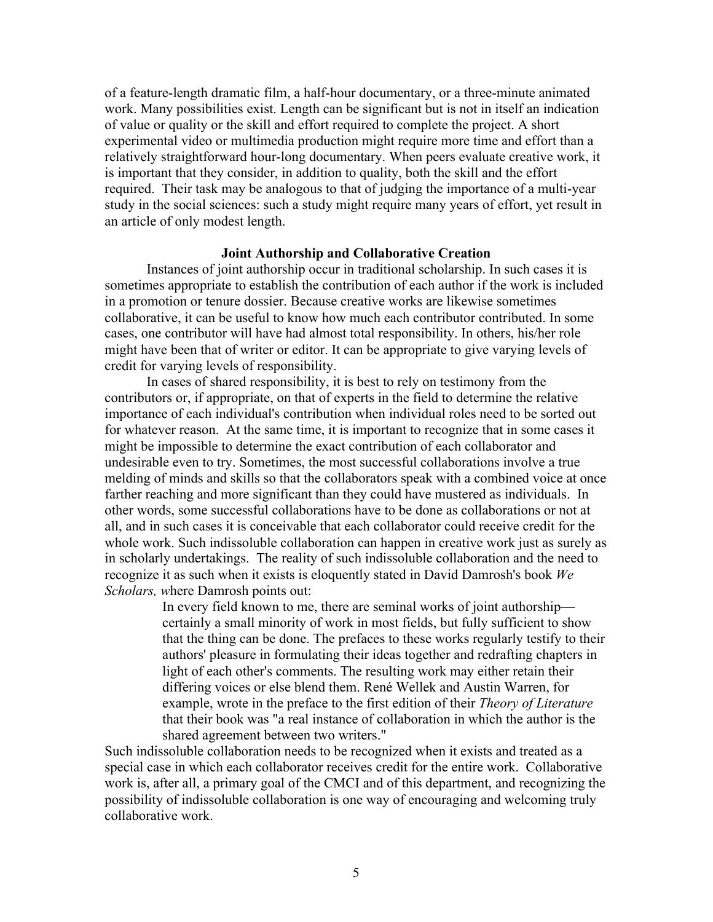of a feature-length dramatic film, a half-hour documentary, or a three-minute animated work. Many possibilities exist. Length can be significant but is not in itself an indication of value or quality or the skill and effort required to complete the project. A short experimental video or multimedia production might require more time and effort than a relatively straightforward hour-long documentary. When peers evaluate creative work, it is important that they consider, in addition to quality, both the skill and the effort required. Their task may be analogous to that of judging the importance of a multi-year study in the social sciences: such a study might require many years of effort, yet result in an article of only modest length.

**Joint Authorship and Collaborative Creation**

Instances of joint authorship occur in traditional scholarship. In such cases it is sometimes appropriate to establish the contribution of each author if the work is included in a promotion or tenure dossier. Because creative works are likewise sometimes collaborative, it can be useful to know how much each contributor contributed. In some cases, one contributor will have had almost total responsibility. In others, his/her role might have been that of writer or editor. It can be appropriate to give varying levels of credit for varying levels of responsibility.

In cases of shared responsibility, it is best to rely on testimony from the contributors or, if appropriate, on that of experts in the field to determine the relative importance of each individual's contribution when individual roles need to be sorted out for whatever reason. At the same time, it is important to recognize that in some cases it might be impossible to determine the exact contribution of each collaborator and undesirable even to try. Sometimes, the most successful collaborations involve a true melding of minds and skills so that the collaborators speak with a combined voice at once farther reaching and more significant than they could have mustered as individuals. In other words, some successful collaborations have to be done as collaborations or not at all, and in such cases it is conceivable that each collaborator could receive credit for the whole work. Such indissoluble collaboration can happen in creative work just as surely as in scholarly undertakings. The reality of such indissoluble collaboration and the need to recognize it as such when it exists is eloquently stated in David Damrosh's book *We Scholars, w*here Damrosh points out:

> In every field known to me, there are seminal works of joint authorship—certainly a small minority of work in most fields, but fully sufficient to show that the thing can be done. The prefaces to these works regularly testify to their authors' pleasure in formulating their ideas together and redrafting chapters in light of each other's comments. The resulting work may either retain their differing voices or else blend them. René Wellek and Austin Warren, for example, wrote in the preface to the first edition of their *Theory of Literature* that their book was "a real instance of collaboration in which the author is the shared agreement between two writers."

Such indissoluble collaboration needs to be recognized when it exists and treated as a special case in which each collaborator receives credit for the entire work. Collaborative work is, after all, a primary goal of the CMCI and of this department, and recognizing the possibility of indissoluble collaboration is one way of encouraging and welcoming truly collaborative work.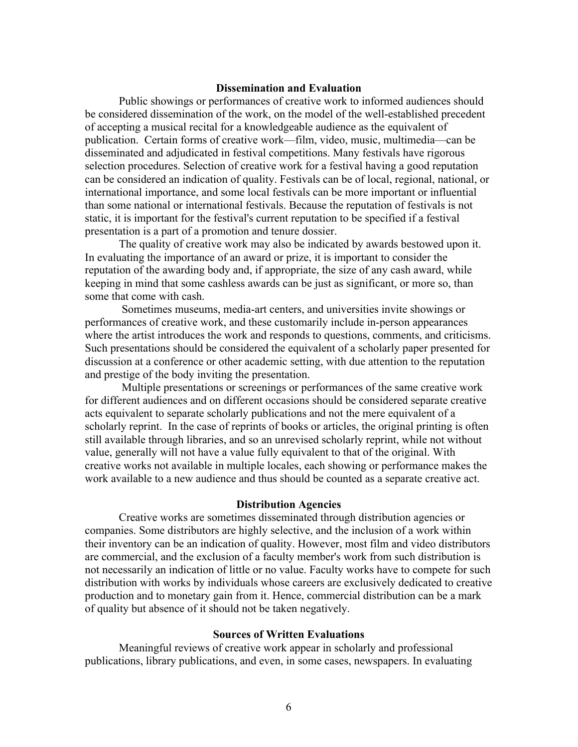## Dissemination and Evaluation

Public showings or performances of creative work to informed audiences should be considered dissemination of the work, on the model of the well-established precedent of accepting a musical recital for a knowledgeable audience as the equivalent of publication. Certain forms of creative work—film, video, music, multimedia—can be disseminated and adjudicated in festival competitions. Many festivals have rigorous selection procedures. Selection of creative work for a festival having a good reputation can be considered an indication of quality. Festivals can be of local, regional, national, or international importance, and some local festivals can be more important or influential than some national or international festivals. Because the reputation of festivals is not static, it is important for the festival's current reputation to be specified if a festival presentation is a part of a promotion and tenure dossier.

The quality of creative work may also be indicated by awards bestowed upon it. In evaluating the importance of an award or prize, it is important to consider the reputation of the awarding body and, if appropriate, the size of any cash award, while keeping in mind that some cashless awards can be just as significant, or more so, than some that come with cash.

Sometimes museums, media-art centers, and universities invite showings or performances of creative work, and these customarily include in-person appearances where the artist introduces the work and responds to questions, comments, and criticisms. Such presentations should be considered the equivalent of a scholarly paper presented for discussion at a conference or other academic setting, with due attention to the reputation and prestige of the body inviting the presentation.

Multiple presentations or screenings or performances of the same creative work for different audiences and on different occasions should be considered separate creative acts equivalent to separate scholarly publications and not the mere equivalent of a scholarly reprint. In the case of reprints of books or articles, the original printing is often still available through libraries, and so an unrevised scholarly reprint, while not without value, generally will not have a value fully equivalent to that of the original. With creative works not available in multiple locales, each showing or performance makes the work available to a new audience and thus should be counted as a separate creative act.

## Distribution Agencies

Creative works are sometimes disseminated through distribution agencies or companies. Some distributors are highly selective, and the inclusion of a work within their inventory can be an indication of quality. However, most film and video distributors are commercial, and the exclusion of a faculty member's work from such distribution is not necessarily an indication of little or no value. Faculty works have to compete for such distribution with works by individuals whose careers are exclusively dedicated to creative production and to monetary gain from it. Hence, commercial distribution can be a mark of quality but absence of it should not be taken negatively.

## Sources of Written Evaluations

Meaningful reviews of creative work appear in scholarly and professional publications, library publications, and even, in some cases, newspapers. In evaluating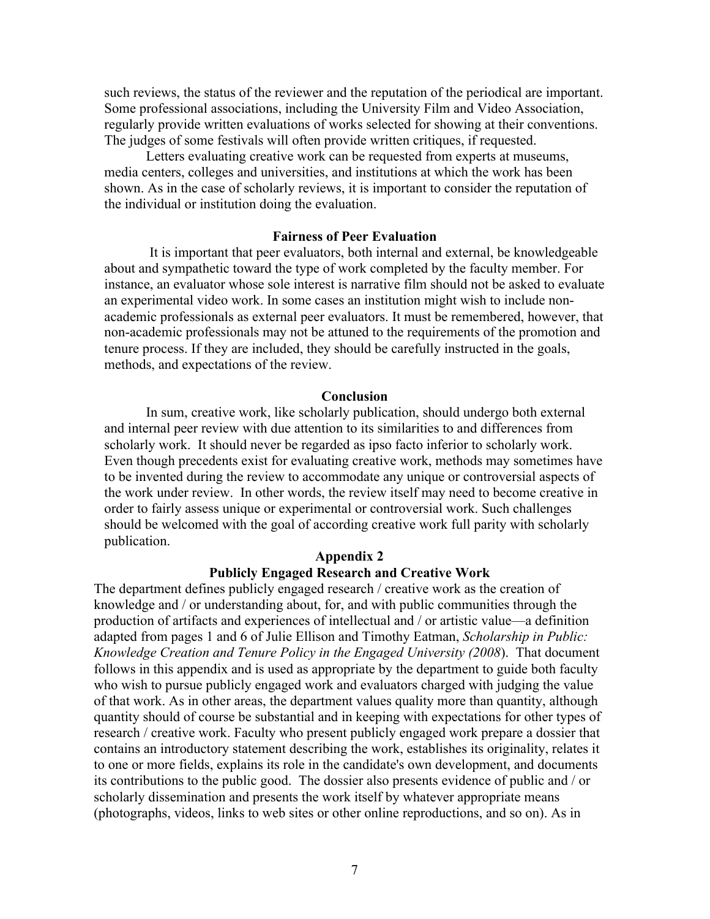such reviews, the status of the reviewer and the reputation of the periodical are important. Some professional associations, including the University Film and Video Association, regularly provide written evaluations of works selected for showing at their conventions. The judges of some festivals will often provide written critiques, if requested.

Letters evaluating creative work can be requested from experts at museums, media centers, colleges and universities, and institutions at which the work has been shown. As in the case of scholarly reviews, it is important to consider the reputation of the individual or institution doing the evaluation.

### Fairness of Peer Evaluation

It is important that peer evaluators, both internal and external, be knowledgeable about and sympathetic toward the type of work completed by the faculty member. For instance, an evaluator whose sole interest is narrative film should not be asked to evaluate an experimental video work. In some cases an institution might wish to include non-academic professionals as external peer evaluators. It must be remembered, however, that non-academic professionals may not be attuned to the requirements of the promotion and tenure process. If they are included, they should be carefully instructed in the goals, methods, and expectations of the review.

### Conclusion

In sum, creative work, like scholarly publication, should undergo both external and internal peer review with due attention to its similarities to and differences from scholarly work. It should never be regarded as ipso facto inferior to scholarly work. Even though precedents exist for evaluating creative work, methods may sometimes have to be invented during the review to accommodate any unique or controversial aspects of the work under review. In other words, the review itself may need to become creative in order to fairly assess unique or experimental or controversial work. Such challenges should be welcomed with the goal of according creative work full parity with scholarly publication.

## Appendix 2
## Publicly Engaged Research and Creative Work

The department defines publicly engaged research / creative work as the creation of knowledge and / or understanding about, for, and with public communities through the production of artifacts and experiences of intellectual and / or artistic value—a definition adapted from pages 1 and 6 of Julie Ellison and Timothy Eatman, *Scholarship in Public: Knowledge Creation and Tenure Policy in the Engaged University (2008*). That document follows in this appendix and is used as appropriate by the department to guide both faculty who wish to pursue publicly engaged work and evaluators charged with judging the value of that work. As in other areas, the department values quality more than quantity, although quantity should of course be substantial and in keeping with expectations for other types of research / creative work. Faculty who present publicly engaged work prepare a dossier that contains an introductory statement describing the work, establishes its originality, relates it to one or more fields, explains its role in the candidate's own development, and documents its contributions to the public good. The dossier also presents evidence of public and / or scholarly dissemination and presents the work itself by whatever appropriate means (photographs, videos, links to web sites or other online reproductions, and so on). As in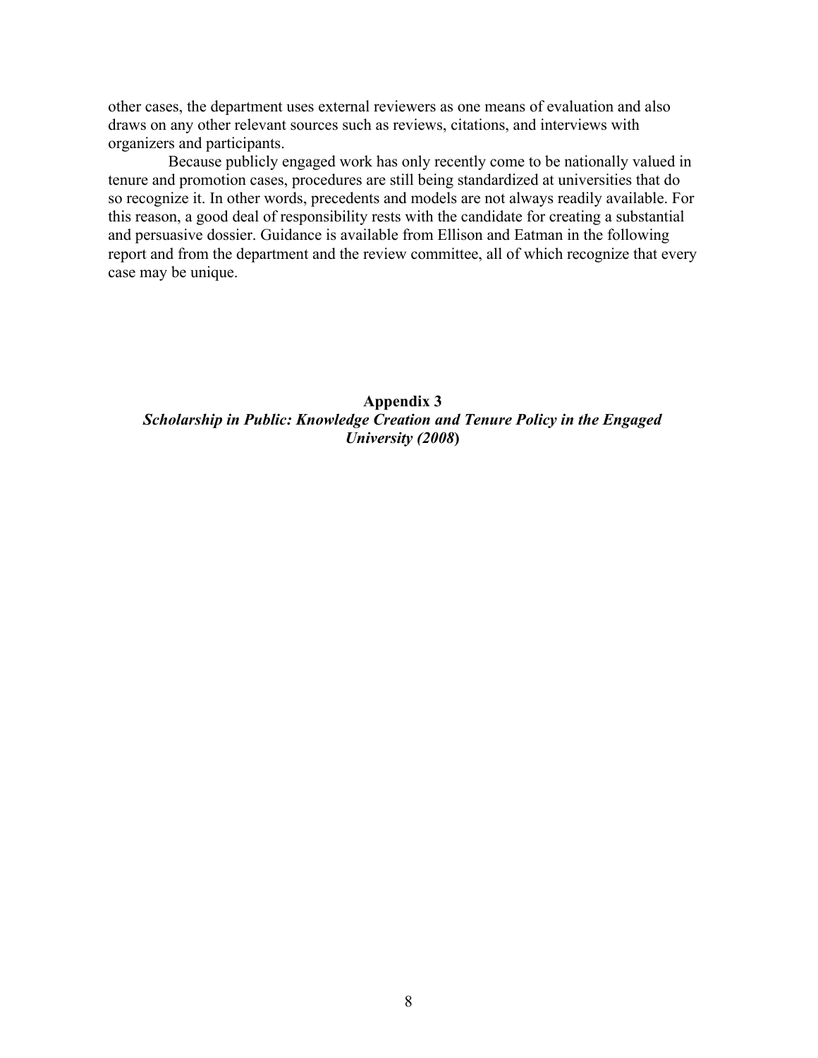other cases, the department uses external reviewers as one means of evaluation and also draws on any other relevant sources such as reviews, citations, and interviews with organizers and participants.

Because publicly engaged work has only recently come to be nationally valued in tenure and promotion cases, procedures are still being standardized at universities that do so recognize it. In other words, precedents and models are not always readily available. For this reason, a good deal of responsibility rests with the candidate for creating a substantial and persuasive dossier. Guidance is available from Ellison and Eatman in the following report and from the department and the review committee, all of which recognize that every case may be unique.

## Appendix 3

***Scholarship in Public: Knowledge Creation and Tenure Policy in the Engaged University (2008)***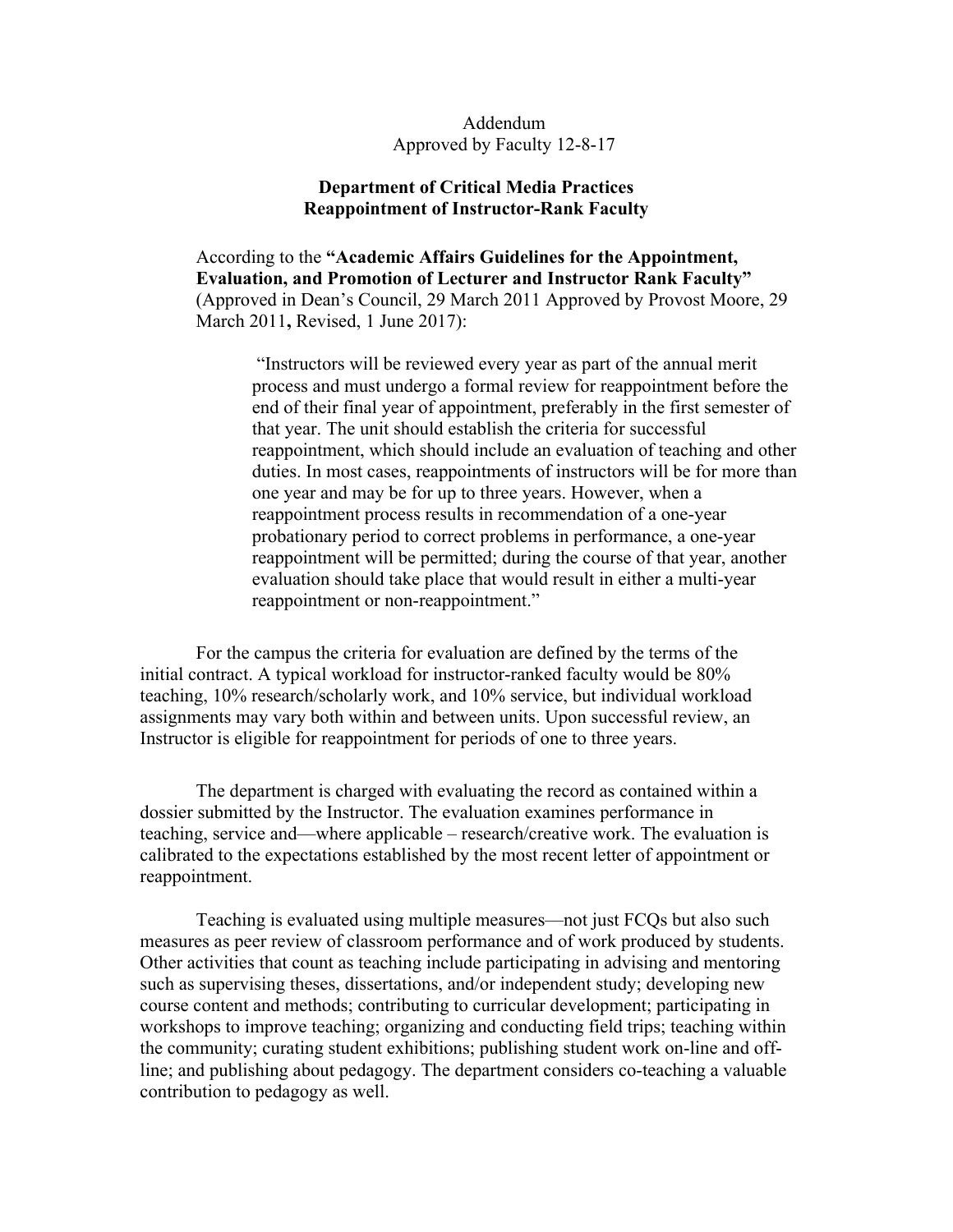Addendum
Approved by Faculty 12-8-17

**Department of Critical Media Practices**
**Reappointment of Instructor-Rank Faculty**

According to the **"Academic Affairs Guidelines for the Appointment, Evaluation, and Promotion of Lecturer and Instructor Rank Faculty"** (Approved in Dean's Council, 29 March 2011 Approved by Provost Moore, 29 March 2011**,** Revised, 1 June 2017):

> "Instructors will be reviewed every year as part of the annual merit process and must undergo a formal review for reappointment before the end of their final year of appointment, preferably in the first semester of that year. The unit should establish the criteria for successful reappointment, which should include an evaluation of teaching and other duties. In most cases, reappointments of instructors will be for more than one year and may be for up to three years. However, when a reappointment process results in recommendation of a one-year probationary period to correct problems in performance, a one-year reappointment will be permitted; during the course of that year, another evaluation should take place that would result in either a multi-year reappointment or non-reappointment."

For the campus the criteria for evaluation are defined by the terms of the initial contract. A typical workload for instructor-ranked faculty would be 80% teaching, 10% research/scholarly work, and 10% service, but individual workload assignments may vary both within and between units. Upon successful review, an Instructor is eligible for reappointment for periods of one to three years.

The department is charged with evaluating the record as contained within a dossier submitted by the Instructor. The evaluation examines performance in teaching, service and—where applicable – research/creative work. The evaluation is calibrated to the expectations established by the most recent letter of appointment or reappointment.

Teaching is evaluated using multiple measures—not just FCQs but also such measures as peer review of classroom performance and of work produced by students. Other activities that count as teaching include participating in advising and mentoring such as supervising theses, dissertations, and/or independent study; developing new course content and methods; contributing to curricular development; participating in workshops to improve teaching; organizing and conducting field trips; teaching within the community; curating student exhibitions; publishing student work on-line and off-line; and publishing about pedagogy. The department considers co-teaching a valuable contribution to pedagogy as well.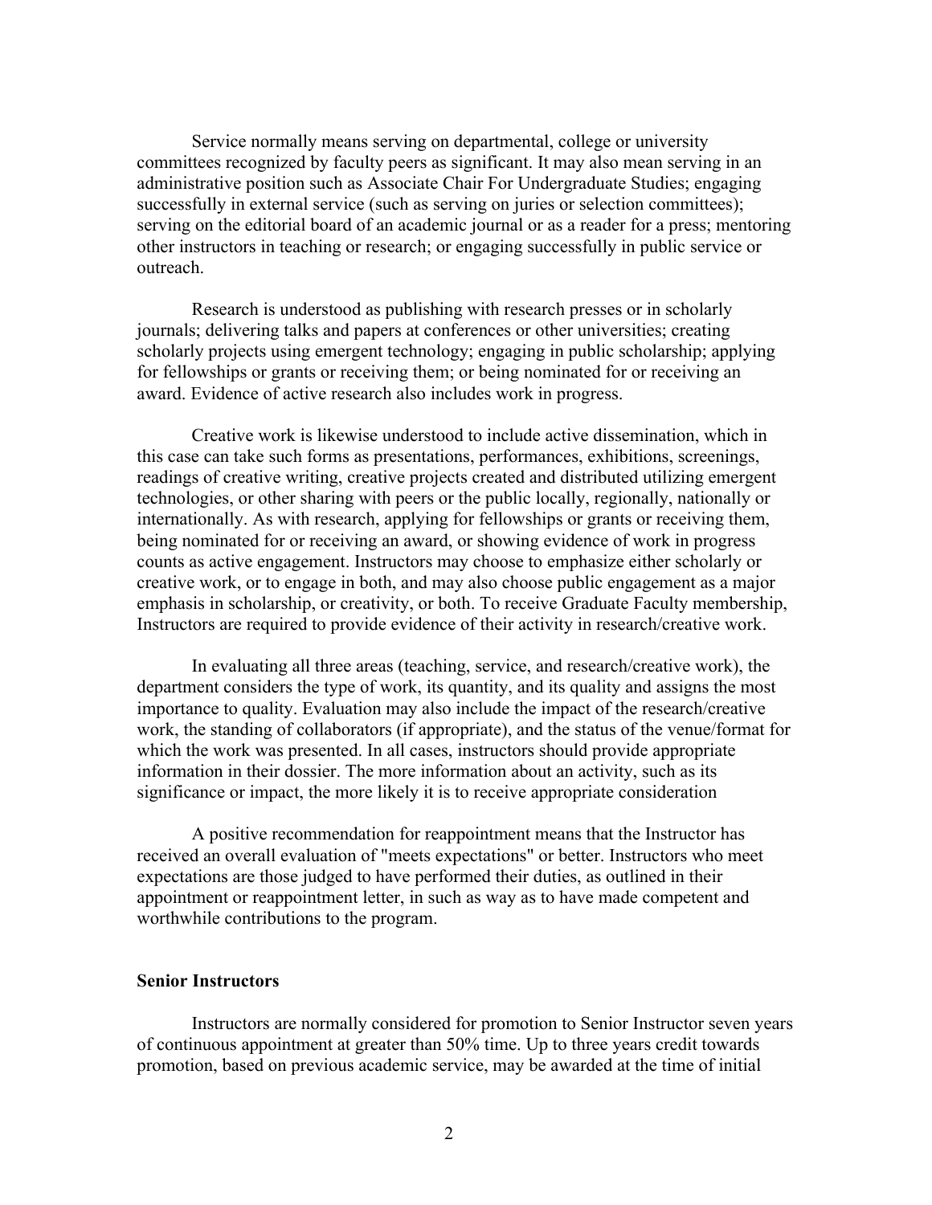Service normally means serving on departmental, college or university committees recognized by faculty peers as significant. It may also mean serving in an administrative position such as Associate Chair For Undergraduate Studies; engaging successfully in external service (such as serving on juries or selection committees); serving on the editorial board of an academic journal or as a reader for a press; mentoring other instructors in teaching or research; or engaging successfully in public service or outreach.

Research is understood as publishing with research presses or in scholarly journals; delivering talks and papers at conferences or other universities; creating scholarly projects using emergent technology; engaging in public scholarship; applying for fellowships or grants or receiving them; or being nominated for or receiving an award. Evidence of active research also includes work in progress.

Creative work is likewise understood to include active dissemination, which in this case can take such forms as presentations, performances, exhibitions, screenings, readings of creative writing, creative projects created and distributed utilizing emergent technologies, or other sharing with peers or the public locally, regionally, nationally or internationally. As with research, applying for fellowships or grants or receiving them, being nominated for or receiving an award, or showing evidence of work in progress counts as active engagement. Instructors may choose to emphasize either scholarly or creative work, or to engage in both, and may also choose public engagement as a major emphasis in scholarship, or creativity, or both. To receive Graduate Faculty membership, Instructors are required to provide evidence of their activity in research/creative work.

In evaluating all three areas (teaching, service, and research/creative work), the department considers the type of work, its quantity, and its quality and assigns the most importance to quality. Evaluation may also include the impact of the research/creative work, the standing of collaborators (if appropriate), and the status of the venue/format for which the work was presented. In all cases, instructors should provide appropriate information in their dossier. The more information about an activity, such as its significance or impact, the more likely it is to receive appropriate consideration

A positive recommendation for reappointment means that the Instructor has received an overall evaluation of "meets expectations" or better. Instructors who meet expectations are those judged to have performed their duties, as outlined in their appointment or reappointment letter, in such as way as to have made competent and worthwhile contributions to the program.

**Senior Instructors**

Instructors are normally considered for promotion to Senior Instructor seven years of continuous appointment at greater than 50% time. Up to three years credit towards promotion, based on previous academic service, may be awarded at the time of initial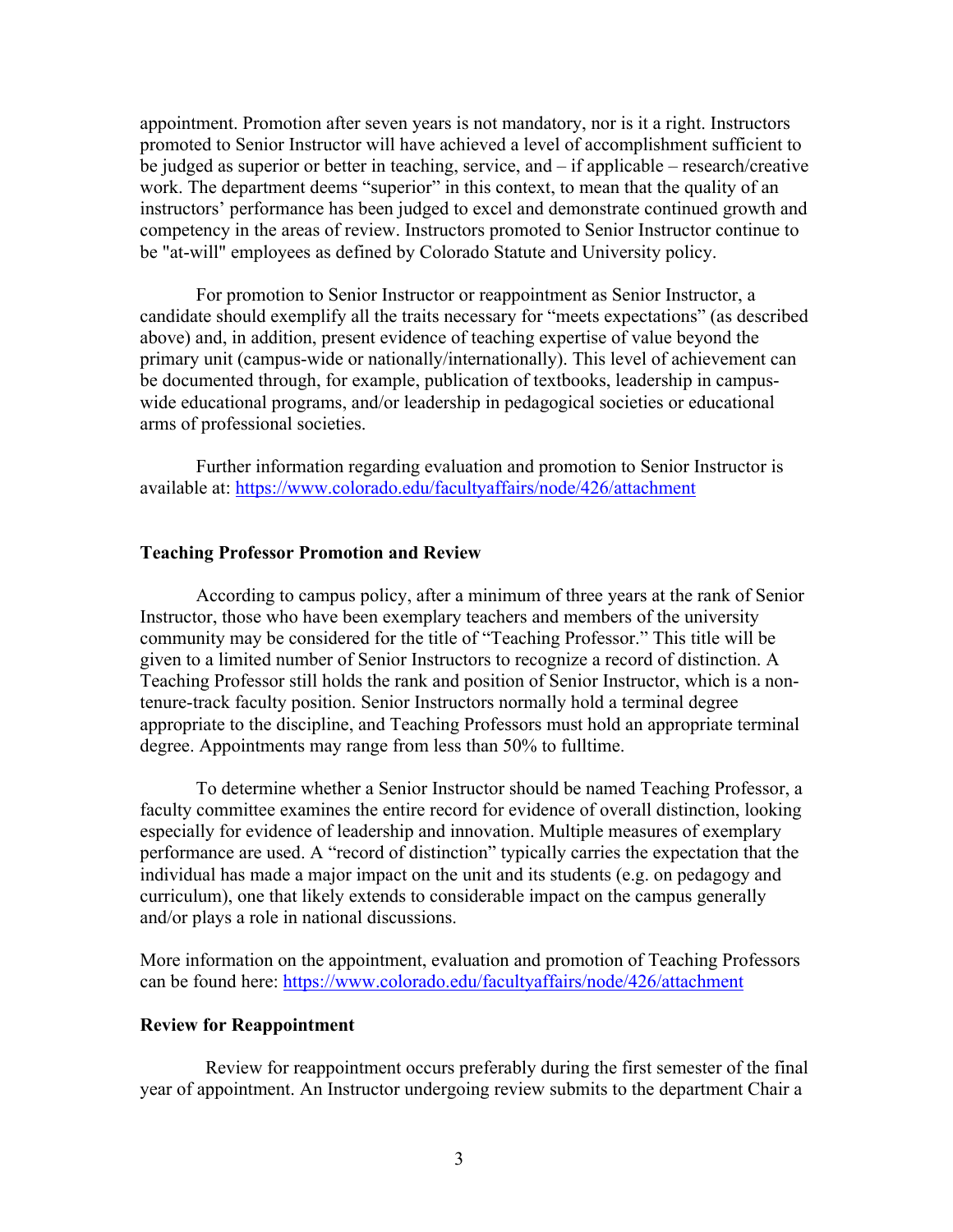appointment. Promotion after seven years is not mandatory, nor is it a right. Instructors promoted to Senior Instructor will have achieved a level of accomplishment sufficient to be judged as superior or better in teaching, service, and – if applicable – research/creative work. The department deems "superior" in this context, to mean that the quality of an instructors' performance has been judged to excel and demonstrate continued growth and competency in the areas of review. Instructors promoted to Senior Instructor continue to be "at-will" employees as defined by Colorado Statute and University policy.

For promotion to Senior Instructor or reappointment as Senior Instructor, a candidate should exemplify all the traits necessary for "meets expectations" (as described above) and, in addition, present evidence of teaching expertise of value beyond the primary unit (campus-wide or nationally/internationally). This level of achievement can be documented through, for example, publication of textbooks, leadership in campus-wide educational programs, and/or leadership in pedagogical societies or educational arms of professional societies.

Further information regarding evaluation and promotion to Senior Instructor is available at: https://www.colorado.edu/facultyaffairs/node/426/attachment

**Teaching Professor Promotion and Review**

According to campus policy, after a minimum of three years at the rank of Senior Instructor, those who have been exemplary teachers and members of the university community may be considered for the title of "Teaching Professor." This title will be given to a limited number of Senior Instructors to recognize a record of distinction. A Teaching Professor still holds the rank and position of Senior Instructor, which is a non-tenure-track faculty position. Senior Instructors normally hold a terminal degree appropriate to the discipline, and Teaching Professors must hold an appropriate terminal degree. Appointments may range from less than 50% to fulltime.

To determine whether a Senior Instructor should be named Teaching Professor, a faculty committee examines the entire record for evidence of overall distinction, looking especially for evidence of leadership and innovation. Multiple measures of exemplary performance are used. A "record of distinction" typically carries the expectation that the individual has made a major impact on the unit and its students (e.g. on pedagogy and curriculum), one that likely extends to considerable impact on the campus generally and/or plays a role in national discussions.

More information on the appointment, evaluation and promotion of Teaching Professors can be found here: https://www.colorado.edu/facultyaffairs/node/426/attachment

**Review for Reappointment**

Review for reappointment occurs preferably during the first semester of the final year of appointment. An Instructor undergoing review submits to the department Chair a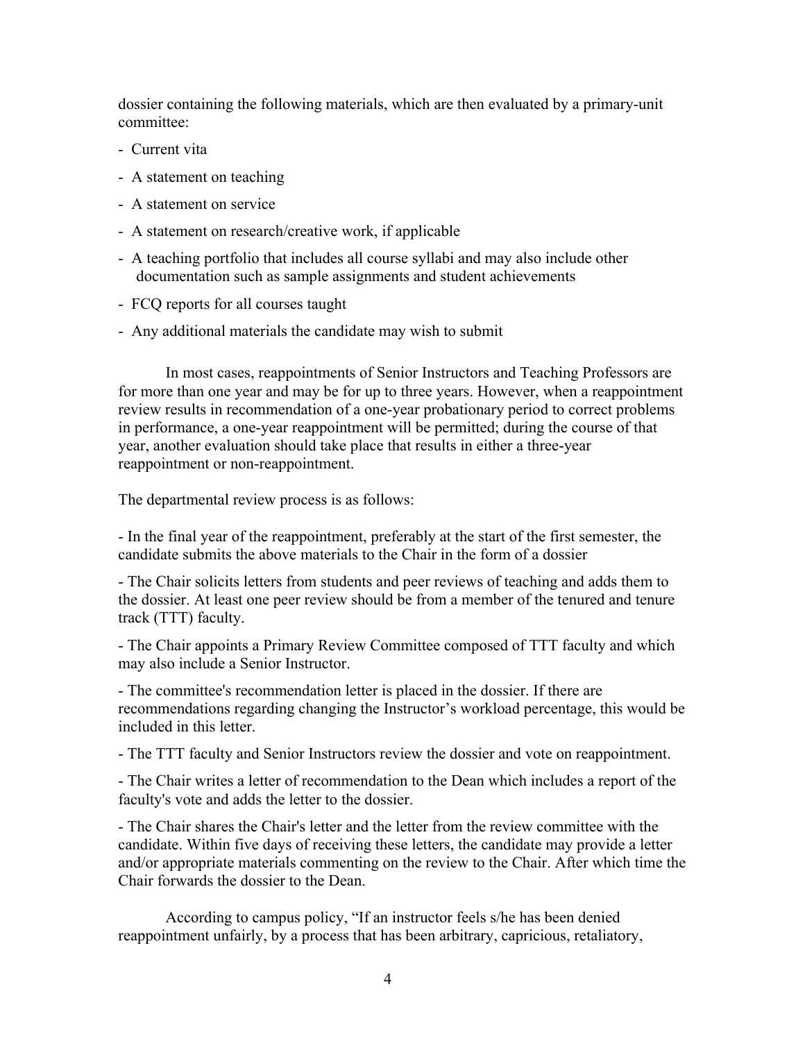dossier containing the following materials, which are then evaluated by a primary-unit committee:

- Current vita
- A statement on teaching
- A statement on service
- A statement on research/creative work, if applicable
- A teaching portfolio that includes all course syllabi and may also include other documentation such as sample assignments and student achievements
- FCQ reports for all courses taught
- Any additional materials the candidate may wish to submit

In most cases, reappointments of Senior Instructors and Teaching Professors are for more than one year and may be for up to three years. However, when a reappointment review results in recommendation of a one-year probationary period to correct problems in performance, a one-year reappointment will be permitted; during the course of that year, another evaluation should take place that results in either a three-year reappointment or non-reappointment.

The departmental review process is as follows:

- In the final year of the reappointment, preferably at the start of the first semester, the candidate submits the above materials to the Chair in the form of a dossier

- The Chair solicits letters from students and peer reviews of teaching and adds them to the dossier. At least one peer review should be from a member of the tenured and tenure track (TTT) faculty.

- The Chair appoints a Primary Review Committee composed of TTT faculty and which may also include a Senior Instructor.

- The committee's recommendation letter is placed in the dossier. If there are recommendations regarding changing the Instructor's workload percentage, this would be included in this letter.

- The TTT faculty and Senior Instructors review the dossier and vote on reappointment.

- The Chair writes a letter of recommendation to the Dean which includes a report of the faculty's vote and adds the letter to the dossier.

- The Chair shares the Chair's letter and the letter from the review committee with the candidate. Within five days of receiving these letters, the candidate may provide a letter and/or appropriate materials commenting on the review to the Chair. After which time the Chair forwards the dossier to the Dean.

According to campus policy, "If an instructor feels s/he has been denied reappointment unfairly, by a process that has been arbitrary, capricious, retaliatory,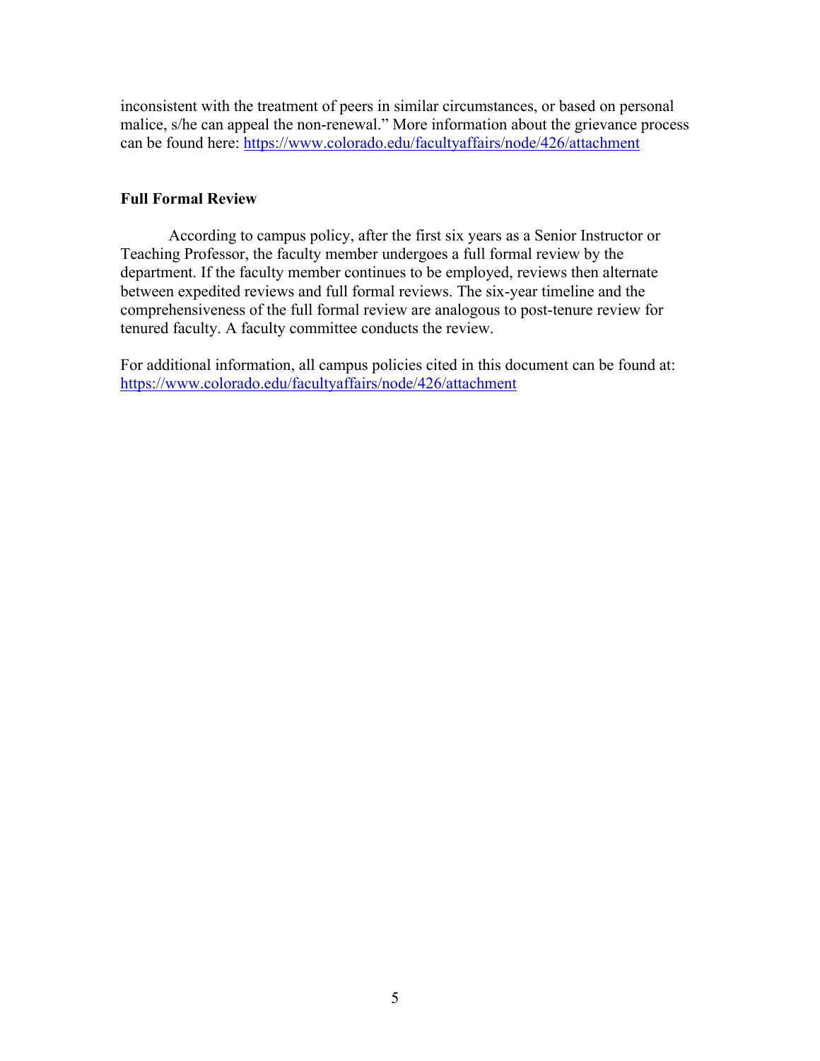inconsistent with the treatment of peers in similar circumstances, or based on personal malice, s/he can appeal the non-renewal." More information about the grievance process can be found here: [https://www.colorado.edu/facultyaffairs/node/426/attachment](https://www.colorado.edu/facultyaffairs/node/426/attachment)

**Full Formal Review**

According to campus policy, after the first six years as a Senior Instructor or Teaching Professor, the faculty member undergoes a full formal review by the department. If the faculty member continues to be employed, reviews then alternate between expedited reviews and full formal reviews. The six-year timeline and the comprehensiveness of the full formal review are analogous to post-tenure review for tenured faculty. A faculty committee conducts the review.

For additional information, all campus policies cited in this document can be found at: [https://www.colorado.edu/facultyaffairs/node/426/attachment](https://www.colorado.edu/facultyaffairs/node/426/attachment)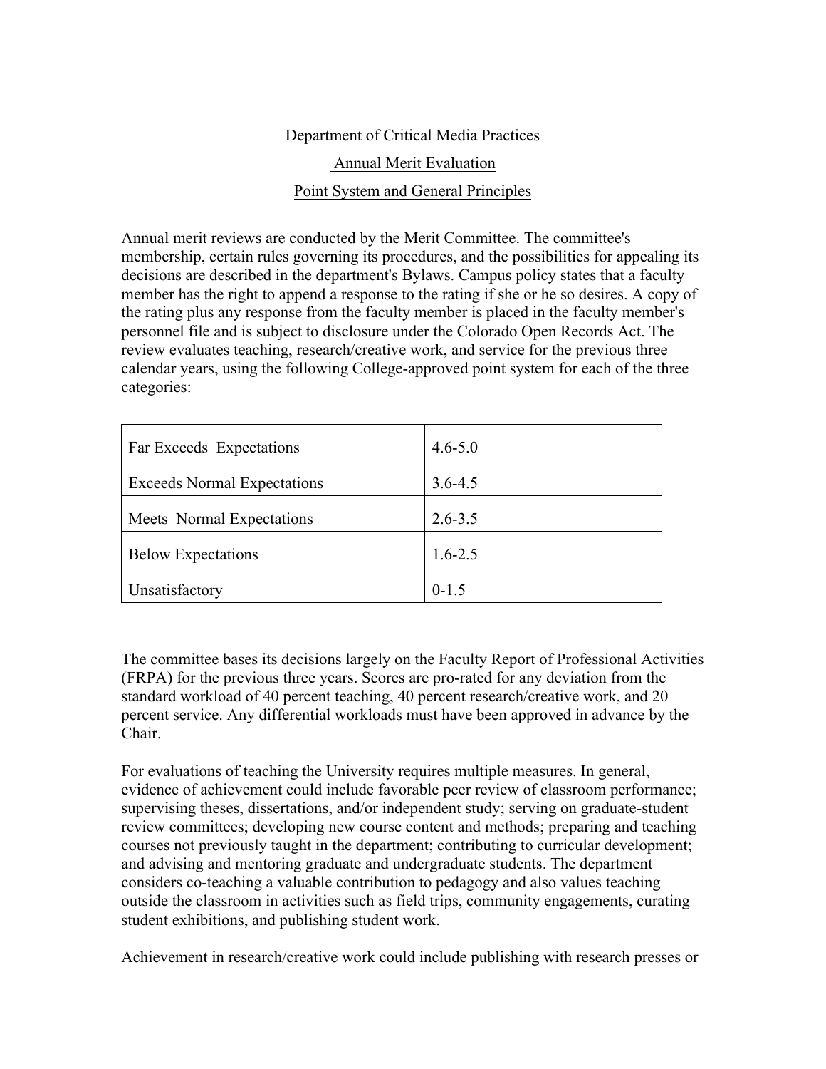# Department of Critical Media Practices

## Annual Merit Evaluation

## Point System and General Principles

Annual merit reviews are conducted by the Merit Committee. The committee's membership, certain rules governing its procedures, and the possibilities for appealing its decisions are described in the department's Bylaws. Campus policy states that a faculty member has the right to append a response to the rating if she or he so desires. A copy of the rating plus any response from the faculty member is placed in the faculty member's personnel file and is subject to disclosure under the Colorado Open Records Act. The review evaluates teaching, research/creative work, and service for the previous three calendar years, using the following College-approved point system for each of the three categories:

| | |
|---|---|
| Far Exceeds Expectations | 4.6-5.0 |
| Exceeds Normal Expectations | 3.6-4.5 |
| Meets Normal Expectations | 2.6-3.5 |
| Below Expectations | 1.6-2.5 |
| Unsatisfactory | 0-1.5 |

The committee bases its decisions largely on the Faculty Report of Professional Activities (FRPA) for the previous three years. Scores are pro-rated for any deviation from the standard workload of 40 percent teaching, 40 percent research/creative work, and 20 percent service. Any differential workloads must have been approved in advance by the Chair.

For evaluations of teaching the University requires multiple measures. In general, evidence of achievement could include favorable peer review of classroom performance; supervising theses, dissertations, and/or independent study; serving on graduate-student review committees; developing new course content and methods; preparing and teaching courses not previously taught in the department; contributing to curricular development; and advising and mentoring graduate and undergraduate students. The department considers co-teaching a valuable contribution to pedagogy and also values teaching outside the classroom in activities such as field trips, community engagements, curating student exhibitions, and publishing student work.

Achievement in research/creative work could include publishing with research presses or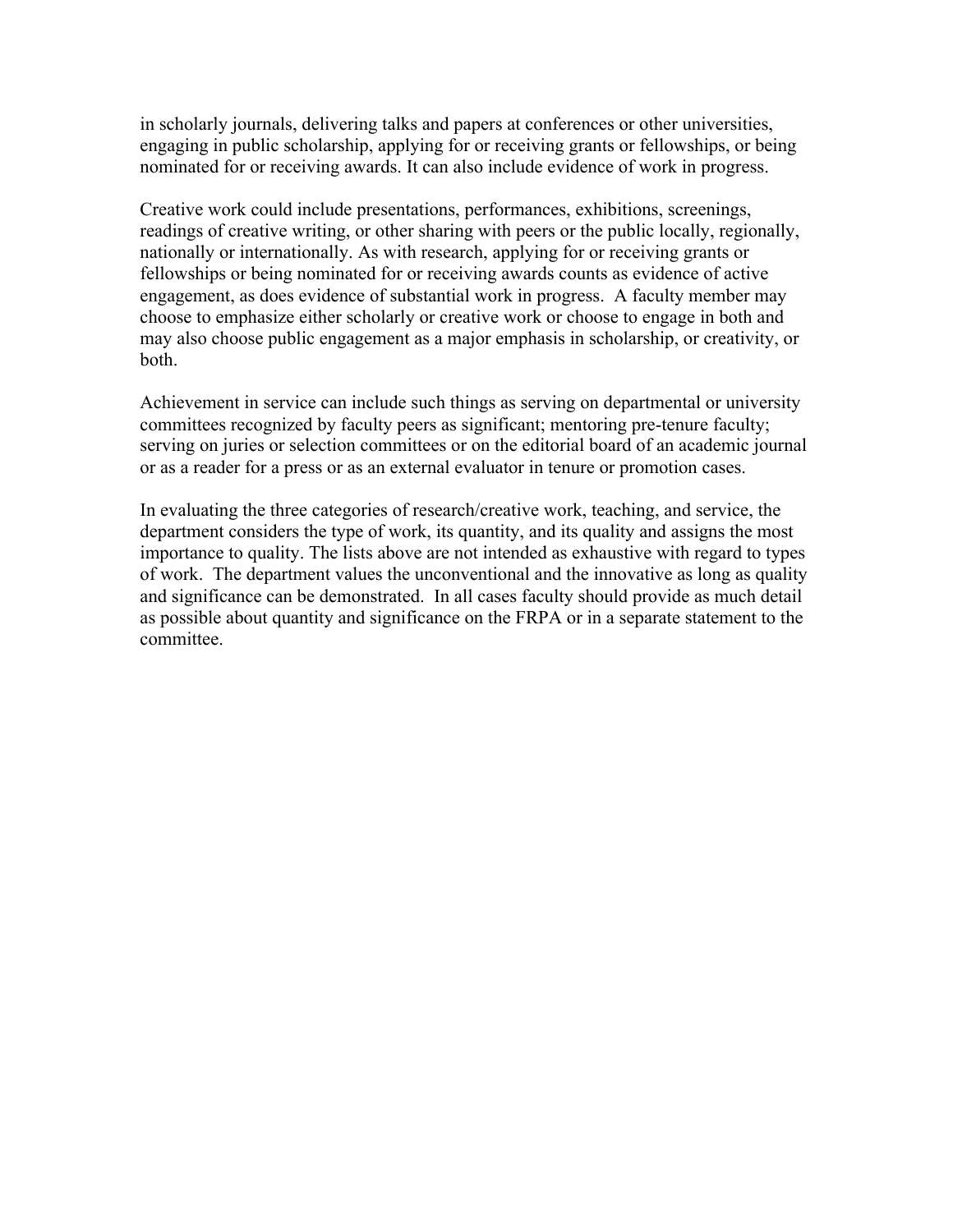in scholarly journals, delivering talks and papers at conferences or other universities, engaging in public scholarship, applying for or receiving grants or fellowships, or being nominated for or receiving awards. It can also include evidence of work in progress.

Creative work could include presentations, performances, exhibitions, screenings, readings of creative writing, or other sharing with peers or the public locally, regionally, nationally or internationally. As with research, applying for or receiving grants or fellowships or being nominated for or receiving awards counts as evidence of active engagement, as does evidence of substantial work in progress. A faculty member may choose to emphasize either scholarly or creative work or choose to engage in both and may also choose public engagement as a major emphasis in scholarship, or creativity, or both.

Achievement in service can include such things as serving on departmental or university committees recognized by faculty peers as significant; mentoring pre-tenure faculty; serving on juries or selection committees or on the editorial board of an academic journal or as a reader for a press or as an external evaluator in tenure or promotion cases.

In evaluating the three categories of research/creative work, teaching, and service, the department considers the type of work, its quantity, and its quality and assigns the most importance to quality. The lists above are not intended as exhaustive with regard to types of work. The department values the unconventional and the innovative as long as quality and significance can be demonstrated. In all cases faculty should provide as much detail as possible about quantity and significance on the FRPA or in a separate statement to the committee.